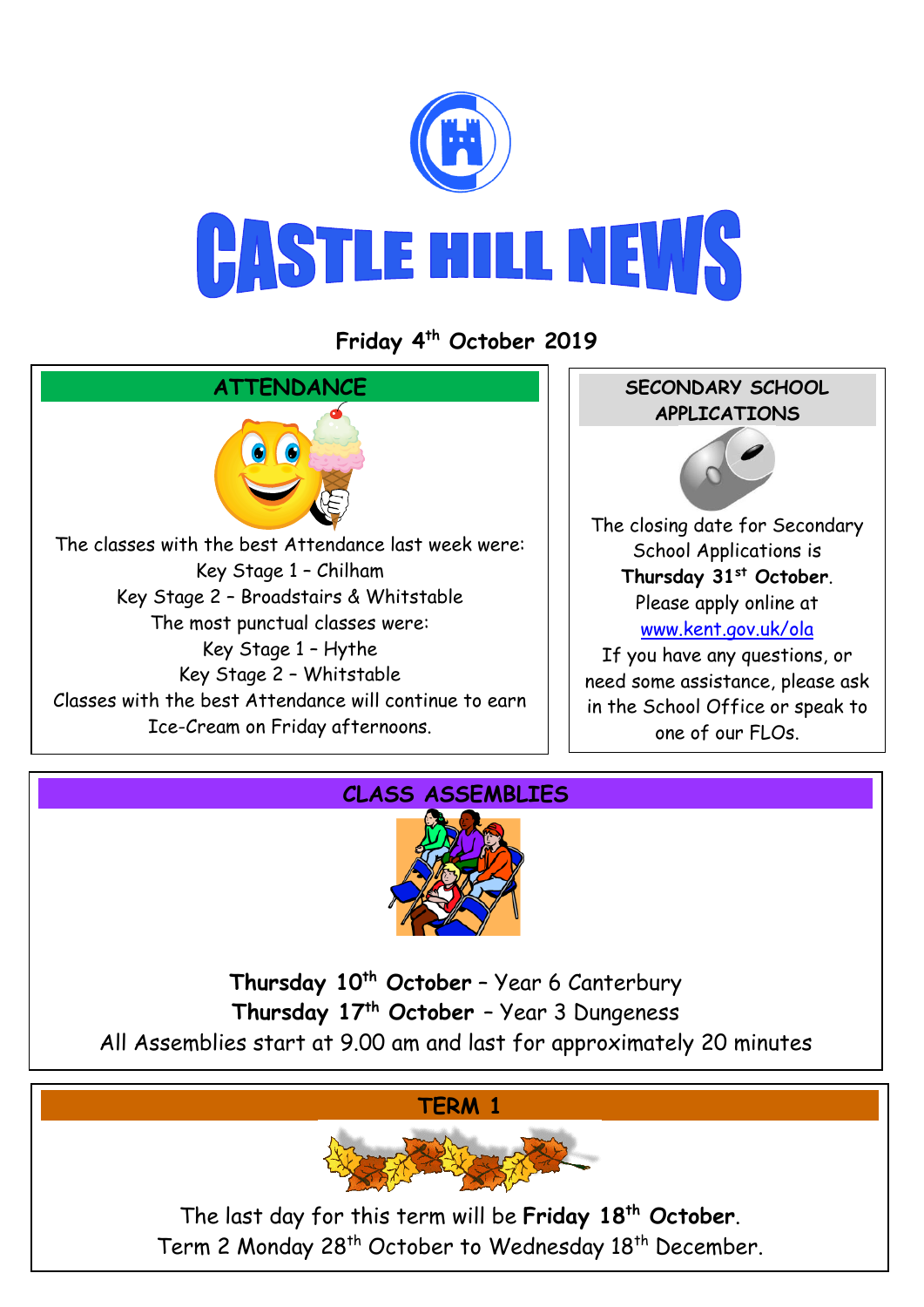# CASTLE HILL NEWS

**Friday 4th October 2019**

## ATTENDANCE

The classes with the best Attendance last week were:
Key Stage 1 – Chilham
Key Stage 2 – Broadstairs & Whitstable
The most punctual classes were:
Key Stage 1 – Hythe
Key Stage 2 – Whitstable
Classes with the best Attendance will continue to earn Ice-Cream on Friday afternoons.

## SECONDARY SCHOOL APPLICATIONS

The closing date for Secondary School Applications is **Thursday 31st October**.
Please apply online at [www.kent.gov.uk/ola](http://www.kent.gov.uk/ola)
If you have any questions, or need some assistance, please ask in the School Office or speak to one of our FLOs.

## CLASS ASSEMBLIES

**Thursday 10th October** – Year 6 Canterbury
**Thursday 17th October** – Year 3 Dungeness
All Assemblies start at 9.00 am and last for approximately 20 minutes

## TERM 1

The last day for this term will be **Friday 18th October**.
Term 2 Monday 28th October to Wednesday 18th December.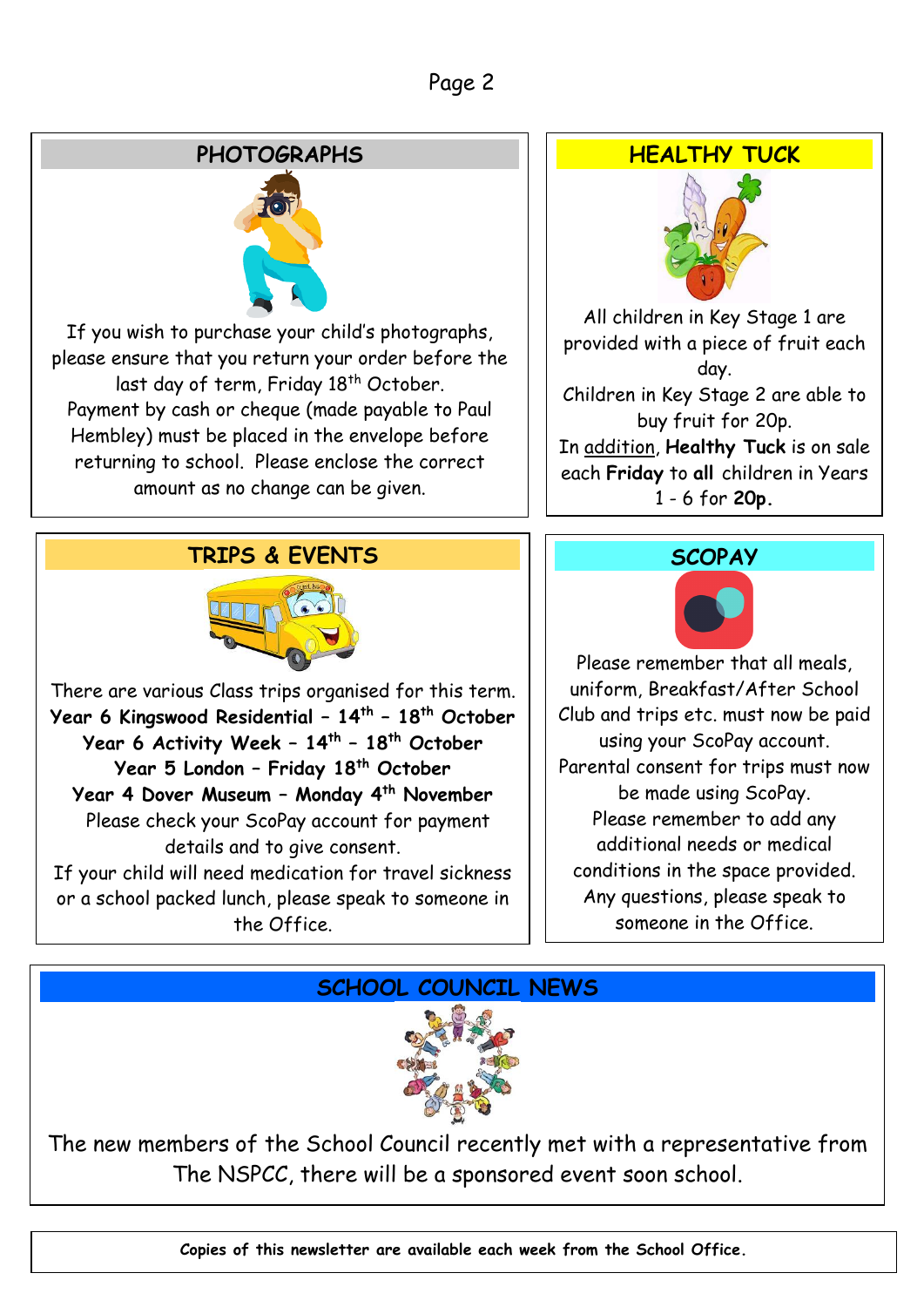## PHOTOGRAPHS

If you wish to purchase your child's photographs, please ensure that you return your order before the last day of term, Friday 18th October. Payment by cash or cheque (made payable to Paul Hembley) must be placed in the envelope before returning to school. Please enclose the correct amount as no change can be given.

## HEALTHY TUCK

All children in Key Stage 1 are provided with a piece of fruit each day.
Children in Key Stage 2 are able to buy fruit for 20p.
In addition, **Healthy Tuck** is on sale each **Friday** to **all** children in Years 1 - 6 for **20p.**

## TRIPS & EVENTS

There are various Class trips organised for this term.
**Year 6 Kingswood Residential – 14th – 18th October**
**Year 6 Activity Week – 14th – 18th October**
**Year 5 London – Friday 18th October**
**Year 4 Dover Museum – Monday 4th November**
Please check your ScoPay account for payment details and to give consent.
If your child will need medication for travel sickness or a school packed lunch, please speak to someone in the Office.

## SCOPAY

Please remember that all meals, uniform, Breakfast/After School Club and trips etc. must now be paid using your ScoPay account.
Parental consent for trips must now be made using ScoPay.
Please remember to add any additional needs or medical conditions in the space provided.
Any questions, please speak to someone in the Office.

## SCHOOL COUNCIL NEWS

The new members of the School Council recently met with a representative from The NSPCC, there will be a sponsored event soon school.

**Copies of this newsletter are available each week from the School Office.**